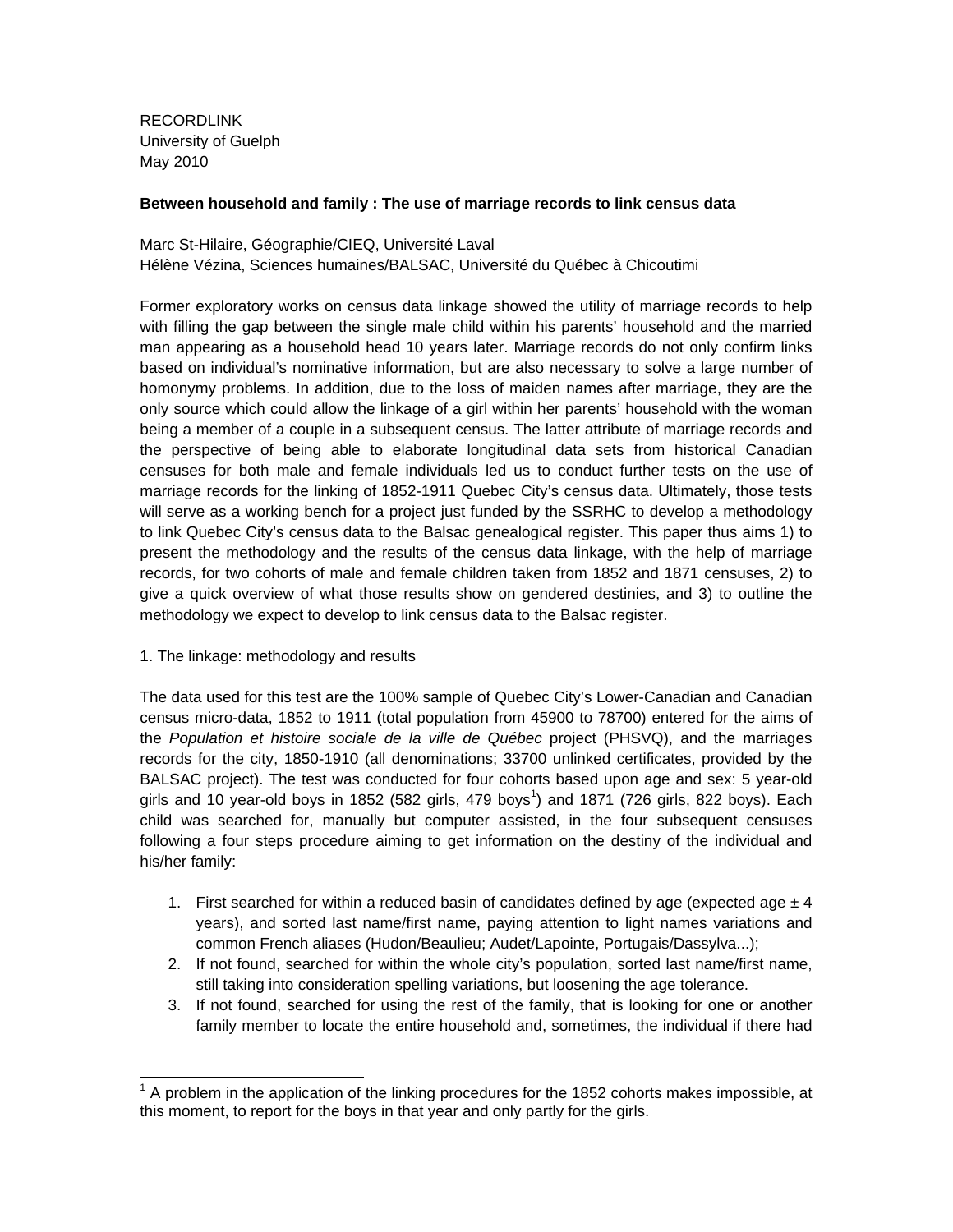RECORDLINK
University of Guelph
May 2010

**Between household and family : The use of marriage records to link census data**

Marc St-Hilaire, Géographie/CIEQ, Université Laval
Hélène Vézina, Sciences humaines/BALSAC, Université du Québec à Chicoutimi

Former exploratory works on census data linkage showed the utility of marriage records to help with filling the gap between the single male child within his parents' household and the married man appearing as a household head 10 years later. Marriage records do not only confirm links based on individual's nominative information, but are also necessary to solve a large number of homonymy problems. In addition, due to the loss of maiden names after marriage, they are the only source which could allow the linkage of a girl within her parents' household with the woman being a member of a couple in a subsequent census. The latter attribute of marriage records and the perspective of being able to elaborate longitudinal data sets from historical Canadian censuses for both male and female individuals led us to conduct further tests on the use of marriage records for the linking of 1852-1911 Quebec City's census data. Ultimately, those tests will serve as a working bench for a project just funded by the SSRHC to develop a methodology to link Quebec City's census data to the Balsac genealogical register. This paper thus aims 1) to present the methodology and the results of the census data linkage, with the help of marriage records, for two cohorts of male and female children taken from 1852 and 1871 censuses, 2) to give a quick overview of what those results show on gendered destinies, and 3) to outline the methodology we expect to develop to link census data to the Balsac register.

1. The linkage: methodology and results

The data used for this test are the 100% sample of Quebec City's Lower-Canadian and Canadian census micro-data, 1852 to 1911 (total population from 45900 to 78700) entered for the aims of the *Population et histoire sociale de la ville de Québec* project (PHSVQ), and the marriages records for the city, 1850-1910 (all denominations; 33700 unlinked certificates, provided by the BALSAC project). The test was conducted for four cohorts based upon age and sex: 5 year-old girls and 10 year-old boys in 1852 (582 girls, 479 boys[1]) and 1871 (726 girls, 822 boys). Each child was searched for, manually but computer assisted, in the four subsequent censuses following a four steps procedure aiming to get information on the destiny of the individual and his/her family:

1. First searched for within a reduced basin of candidates defined by age (expected age ± 4 years), and sorted last name/first name, paying attention to light names variations and common French aliases (Hudon/Beaulieu; Audet/Lapointe, Portugais/Dassylva...);
2. If not found, searched for within the whole city's population, sorted last name/first name, still taking into consideration spelling variations, but loosening the age tolerance.
3. If not found, searched for using the rest of the family, that is looking for one or another family member to locate the entire household and, sometimes, the individual if there had

[1] A problem in the application of the linking procedures for the 1852 cohorts makes impossible, at this moment, to report for the boys in that year and only partly for the girls.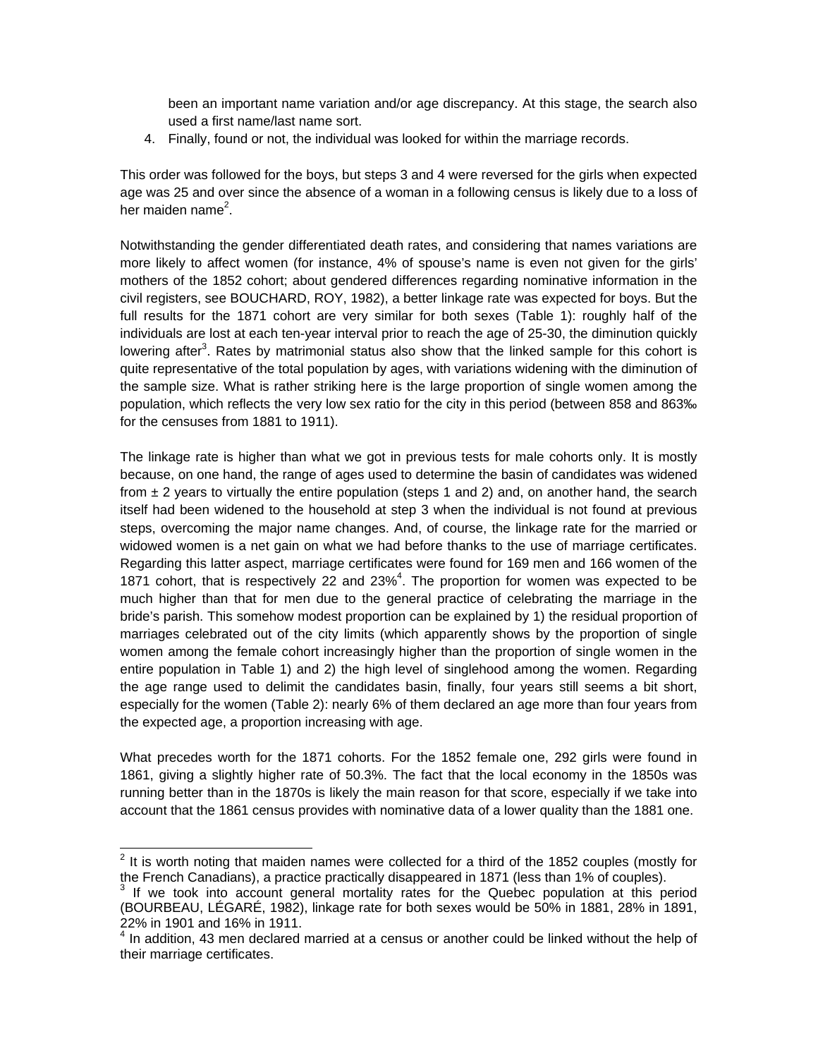been an important name variation and/or age discrepancy. At this stage, the search also used a first name/last name sort.

4. Finally, found or not, the individual was looked for within the marriage records.

This order was followed for the boys, but steps 3 and 4 were reversed for the girls when expected age was 25 and over since the absence of a woman in a following census is likely due to a loss of her maiden name[2].

Notwithstanding the gender differentiated death rates, and considering that names variations are more likely to affect women (for instance, 4% of spouse's name is even not given for the girls' mothers of the 1852 cohort; about gendered differences regarding nominative information in the civil registers, see BOUCHARD, ROY, 1982), a better linkage rate was expected for boys. But the full results for the 1871 cohort are very similar for both sexes (Table 1): roughly half of the individuals are lost at each ten-year interval prior to reach the age of 25-30, the diminution quickly lowering after[3]. Rates by matrimonial status also show that the linked sample for this cohort is quite representative of the total population by ages, with variations widening with the diminution of the sample size. What is rather striking here is the large proportion of single women among the population, which reflects the very low sex ratio for the city in this period (between 858 and 863‰ for the censuses from 1881 to 1911).

The linkage rate is higher than what we got in previous tests for male cohorts only. It is mostly because, on one hand, the range of ages used to determine the basin of candidates was widened from ± 2 years to virtually the entire population (steps 1 and 2) and, on another hand, the search itself had been widened to the household at step 3 when the individual is not found at previous steps, overcoming the major name changes. And, of course, the linkage rate for the married or widowed women is a net gain on what we had before thanks to the use of marriage certificates. Regarding this latter aspect, marriage certificates were found for 169 men and 166 women of the 1871 cohort, that is respectively 22 and 23%[4]. The proportion for women was expected to be much higher than that for men due to the general practice of celebrating the marriage in the bride's parish. This somehow modest proportion can be explained by 1) the residual proportion of marriages celebrated out of the city limits (which apparently shows by the proportion of single women among the female cohort increasingly higher than the proportion of single women in the entire population in Table 1) and 2) the high level of singlehood among the women. Regarding the age range used to delimit the candidates basin, finally, four years still seems a bit short, especially for the women (Table 2): nearly 6% of them declared an age more than four years from the expected age, a proportion increasing with age.

What precedes worth for the 1871 cohorts. For the 1852 female one, 292 girls were found in 1861, giving a slightly higher rate of 50.3%. The fact that the local economy in the 1850s was running better than in the 1870s is likely the main reason for that score, especially if we take into account that the 1861 census provides with nominative data of a lower quality than the 1881 one.

---

[2] It is worth noting that maiden names were collected for a third of the 1852 couples (mostly for the French Canadians), a practice practically disappeared in 1871 (less than 1% of couples).

[3] If we took into account general mortality rates for the Quebec population at this period (BOURBEAU, LÉGARÉ, 1982), linkage rate for both sexes would be 50% in 1881, 28% in 1891, 22% in 1901 and 16% in 1911.

[4] In addition, 43 men declared married at a census or another could be linked without the help of their marriage certificates.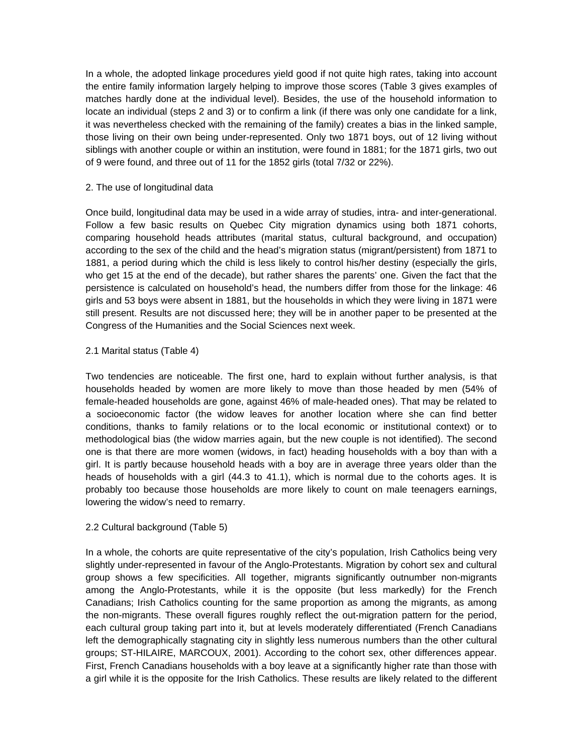In a whole, the adopted linkage procedures yield good if not quite high rates, taking into account the entire family information largely helping to improve those scores (Table 3 gives examples of matches hardly done at the individual level). Besides, the use of the household information to locate an individual (steps 2 and 3) or to confirm a link (if there was only one candidate for a link, it was nevertheless checked with the remaining of the family) creates a bias in the linked sample, those living on their own being under-represented. Only two 1871 boys, out of 12 living without siblings with another couple or within an institution, were found in 1881; for the 1871 girls, two out of 9 were found, and three out of 11 for the 1852 girls (total 7/32 or 22%).

## 2. The use of longitudinal data

Once build, longitudinal data may be used in a wide array of studies, intra- and inter-generational. Follow a few basic results on Quebec City migration dynamics using both 1871 cohorts, comparing household heads attributes (marital status, cultural background, and occupation) according to the sex of the child and the head's migration status (migrant/persistent) from 1871 to 1881, a period during which the child is less likely to control his/her destiny (especially the girls, who get 15 at the end of the decade), but rather shares the parents' one. Given the fact that the persistence is calculated on household's head, the numbers differ from those for the linkage: 46 girls and 53 boys were absent in 1881, but the households in which they were living in 1871 were still present. Results are not discussed here; they will be in another paper to be presented at the Congress of the Humanities and the Social Sciences next week.

### 2.1 Marital status (Table 4)

Two tendencies are noticeable. The first one, hard to explain without further analysis, is that households headed by women are more likely to move than those headed by men (54% of female-headed households are gone, against 46% of male-headed ones). That may be related to a socioeconomic factor (the widow leaves for another location where she can find better conditions, thanks to family relations or to the local economic or institutional context) or to methodological bias (the widow marries again, but the new couple is not identified). The second one is that there are more women (widows, in fact) heading households with a boy than with a girl. It is partly because household heads with a boy are in average three years older than the heads of households with a girl (44.3 to 41.1), which is normal due to the cohorts ages. It is probably too because those households are more likely to count on male teenagers earnings, lowering the widow's need to remarry.

### 2.2 Cultural background (Table 5)

In a whole, the cohorts are quite representative of the city's population, Irish Catholics being very slightly under-represented in favour of the Anglo-Protestants. Migration by cohort sex and cultural group shows a few specificities. All together, migrants significantly outnumber non-migrants among the Anglo-Protestants, while it is the opposite (but less markedly) for the French Canadians; Irish Catholics counting for the same proportion as among the migrants, as among the non-migrants. These overall figures roughly reflect the out-migration pattern for the period, each cultural group taking part into it, but at levels moderately differentiated (French Canadians left the demographically stagnating city in slightly less numerous numbers than the other cultural groups; ST-HILAIRE, MARCOUX, 2001). According to the cohort sex, other differences appear. First, French Canadians households with a boy leave at a significantly higher rate than those with a girl while it is the opposite for the Irish Catholics. These results are likely related to the different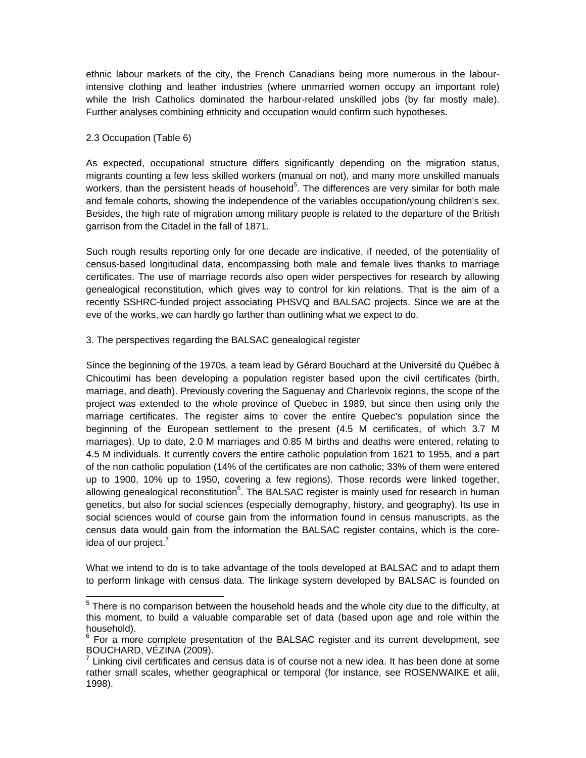ethnic labour markets of the city, the French Canadians being more numerous in the labour-intensive clothing and leather industries (where unmarried women occupy an important role) while the Irish Catholics dominated the harbour-related unskilled jobs (by far mostly male). Further analyses combining ethnicity and occupation would confirm such hypotheses.

2.3 Occupation (Table 6)

As expected, occupational structure differs significantly depending on the migration status, migrants counting a few less skilled workers (manual on not), and many more unskilled manuals workers, than the persistent heads of household[5]. The differences are very similar for both male and female cohorts, showing the independence of the variables occupation/young children's sex. Besides, the high rate of migration among military people is related to the departure of the British garrison from the Citadel in the fall of 1871.

Such rough results reporting only for one decade are indicative, if needed, of the potentiality of census-based longitudinal data, encompassing both male and female lives thanks to marriage certificates. The use of marriage records also open wider perspectives for research by allowing genealogical reconstitution, which gives way to control for kin relations. That is the aim of a recently SSHRC-funded project associating PHSVQ and BALSAC projects. Since we are at the eve of the works, we can hardly go farther than outlining what we expect to do.

3. The perspectives regarding the BALSAC genealogical register

Since the beginning of the 1970s, a team lead by Gérard Bouchard at the Université du Québec à Chicoutimi has been developing a population register based upon the civil certificates (birth, marriage, and death). Previously covering the Saguenay and Charlevoix regions, the scope of the project was extended to the whole province of Quebec in 1989, but since then using only the marriage certificates. The register aims to cover the entire Quebec's population since the beginning of the European settlement to the present (4.5 M certificates, of which 3.7 M marriages). Up to date, 2.0 M marriages and 0.85 M births and deaths were entered, relating to 4.5 M individuals. It currently covers the entire catholic population from 1621 to 1955, and a part of the non catholic population (14% of the certificates are non catholic; 33% of them were entered up to 1900, 10% up to 1950, covering a few regions). Those records were linked together, allowing genealogical reconstitution[6]. The BALSAC register is mainly used for research in human genetics, but also for social sciences (especially demography, history, and geography). Its use in social sciences would of course gain from the information found in census manuscripts, as the census data would gain from the information the BALSAC register contains, which is the core-idea of our project.[7]

What we intend to do is to take advantage of the tools developed at BALSAC and to adapt them to perform linkage with census data. The linkage system developed by BALSAC is founded on

---

[5] There is no comparison between the household heads and the whole city due to the difficulty, at this moment, to build a valuable comparable set of data (based upon age and role within the household).

[6] For a more complete presentation of the BALSAC register and its current development, see BOUCHARD, VÉZINA (2009).

[7] Linking civil certificates and census data is of course not a new idea. It has been done at some rather small scales, whether geographical or temporal (for instance, see ROSENWAIKE et alii, 1998).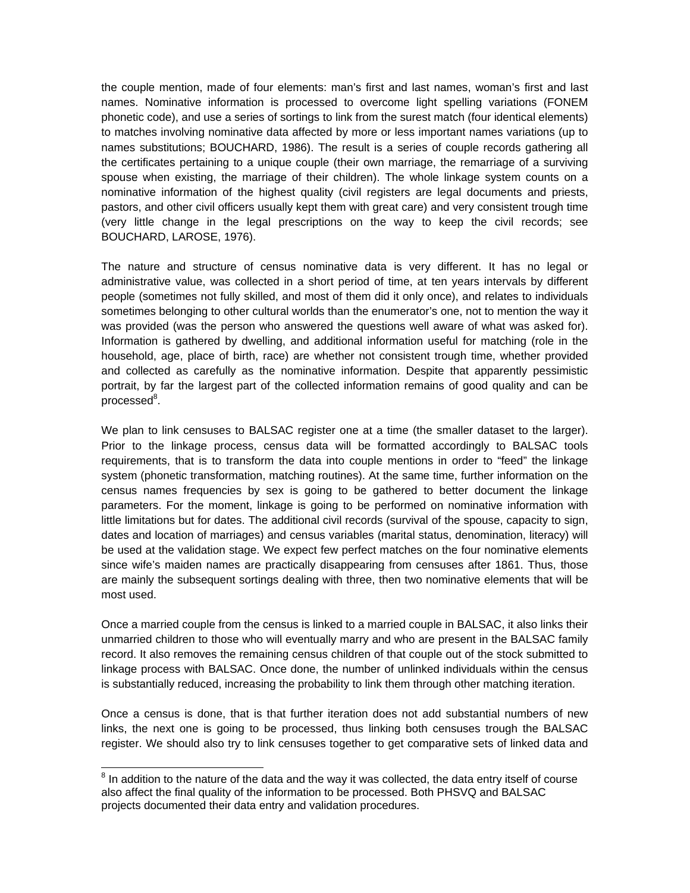the couple mention, made of four elements: man's first and last names, woman's first and last names. Nominative information is processed to overcome light spelling variations (FONEM phonetic code), and use a series of sortings to link from the surest match (four identical elements) to matches involving nominative data affected by more or less important names variations (up to names substitutions; BOUCHARD, 1986). The result is a series of couple records gathering all the certificates pertaining to a unique couple (their own marriage, the remarriage of a surviving spouse when existing, the marriage of their children). The whole linkage system counts on a nominative information of the highest quality (civil registers are legal documents and priests, pastors, and other civil officers usually kept them with great care) and very consistent trough time (very little change in the legal prescriptions on the way to keep the civil records; see BOUCHARD, LAROSE, 1976).

The nature and structure of census nominative data is very different. It has no legal or administrative value, was collected in a short period of time, at ten years intervals by different people (sometimes not fully skilled, and most of them did it only once), and relates to individuals sometimes belonging to other cultural worlds than the enumerator's one, not to mention the way it was provided (was the person who answered the questions well aware of what was asked for). Information is gathered by dwelling, and additional information useful for matching (role in the household, age, place of birth, race) are whether not consistent trough time, whether provided and collected as carefully as the nominative information. Despite that apparently pessimistic portrait, by far the largest part of the collected information remains of good quality and can be processed[8].

We plan to link censuses to BALSAC register one at a time (the smaller dataset to the larger). Prior to the linkage process, census data will be formatted accordingly to BALSAC tools requirements, that is to transform the data into couple mentions in order to "feed" the linkage system (phonetic transformation, matching routines). At the same time, further information on the census names frequencies by sex is going to be gathered to better document the linkage parameters. For the moment, linkage is going to be performed on nominative information with little limitations but for dates. The additional civil records (survival of the spouse, capacity to sign, dates and location of marriages) and census variables (marital status, denomination, literacy) will be used at the validation stage. We expect few perfect matches on the four nominative elements since wife's maiden names are practically disappearing from censuses after 1861. Thus, those are mainly the subsequent sortings dealing with three, then two nominative elements that will be most used.

Once a married couple from the census is linked to a married couple in BALSAC, it also links their unmarried children to those who will eventually marry and who are present in the BALSAC family record. It also removes the remaining census children of that couple out of the stock submitted to linkage process with BALSAC. Once done, the number of unlinked individuals within the census is substantially reduced, increasing the probability to link them through other matching iteration.

Once a census is done, that is that further iteration does not add substantial numbers of new links, the next one is going to be processed, thus linking both censuses trough the BALSAC register. We should also try to link censuses together to get comparative sets of linked data and

[8] In addition to the nature of the data and the way it was collected, the data entry itself of course also affect the final quality of the information to be processed. Both PHSVQ and BALSAC projects documented their data entry and validation procedures.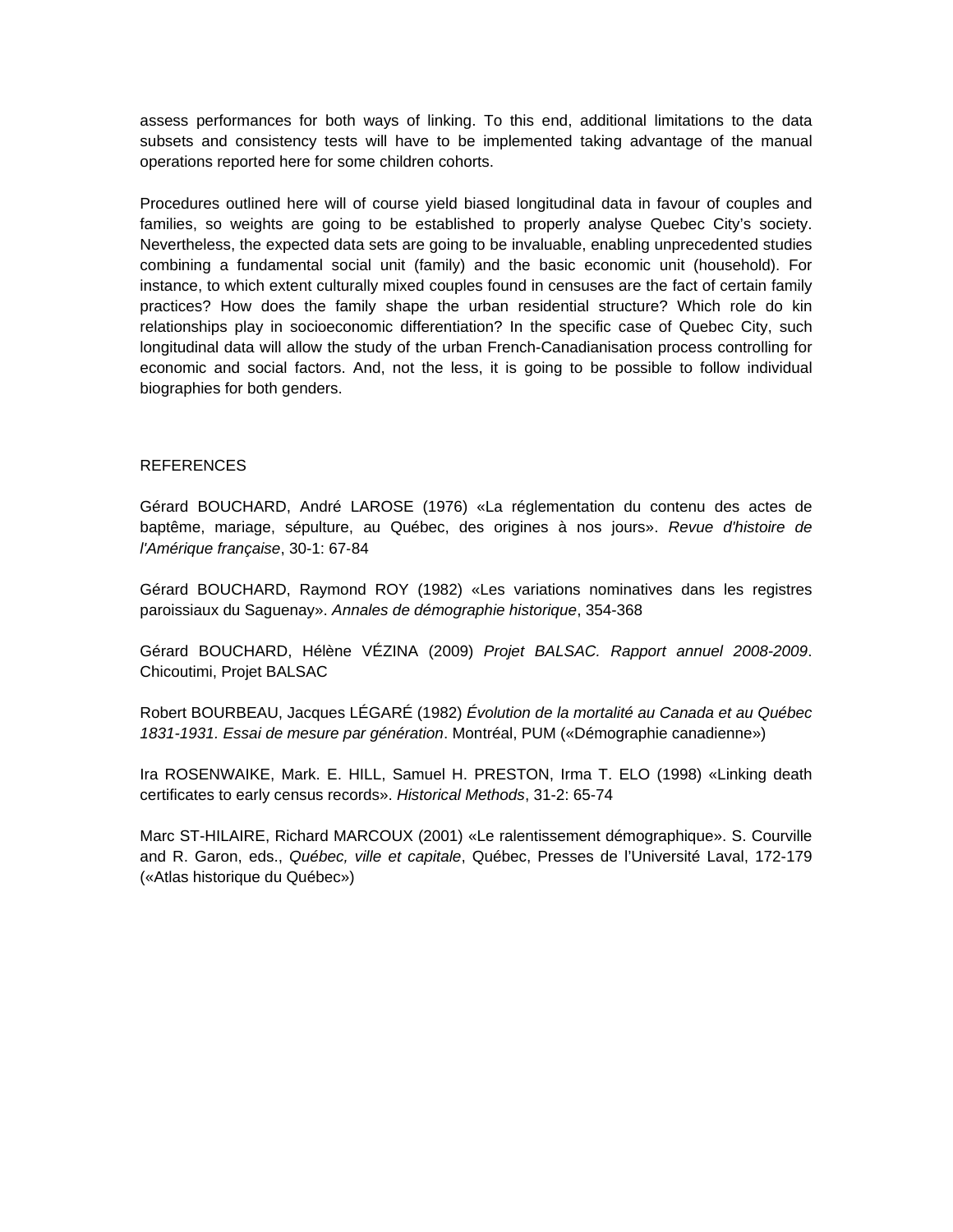assess performances for both ways of linking. To this end, additional limitations to the data subsets and consistency tests will have to be implemented taking advantage of the manual operations reported here for some children cohorts.

Procedures outlined here will of course yield biased longitudinal data in favour of couples and families, so weights are going to be established to properly analyse Quebec City's society. Nevertheless, the expected data sets are going to be invaluable, enabling unprecedented studies combining a fundamental social unit (family) and the basic economic unit (household). For instance, to which extent culturally mixed couples found in censuses are the fact of certain family practices? How does the family shape the urban residential structure? Which role do kin relationships play in socioeconomic differentiation? In the specific case of Quebec City, such longitudinal data will allow the study of the urban French-Canadianisation process controlling for economic and social factors. And, not the less, it is going to be possible to follow individual biographies for both genders.

## REFERENCES

Gérard BOUCHARD, André LAROSE (1976) «La réglementation du contenu des actes de baptême, mariage, sépulture, au Québec, des origines à nos jours». *Revue d'histoire de l'Amérique française*, 30-1: 67-84

Gérard BOUCHARD, Raymond ROY (1982) «Les variations nominatives dans les registres paroissiaux du Saguenay». *Annales de démographie historique*, 354-368

Gérard BOUCHARD, Hélène VÉZINA (2009) *Projet BALSAC. Rapport annuel 2008-2009*. Chicoutimi, Projet BALSAC

Robert BOURBEAU, Jacques LÉGARÉ (1982) *Évolution de la mortalité au Canada et au Québec 1831-1931. Essai de mesure par génération*. Montréal, PUM («Démographie canadienne»)

Ira ROSENWAIKE, Mark. E. HILL, Samuel H. PRESTON, Irma T. ELO (1998) «Linking death certificates to early census records». *Historical Methods*, 31-2: 65-74

Marc ST-HILAIRE, Richard MARCOUX (2001) «Le ralentissement démographique». S. Courville and R. Garon, eds., *Québec, ville et capitale*, Québec, Presses de l'Université Laval, 172-179 («Atlas historique du Québec»)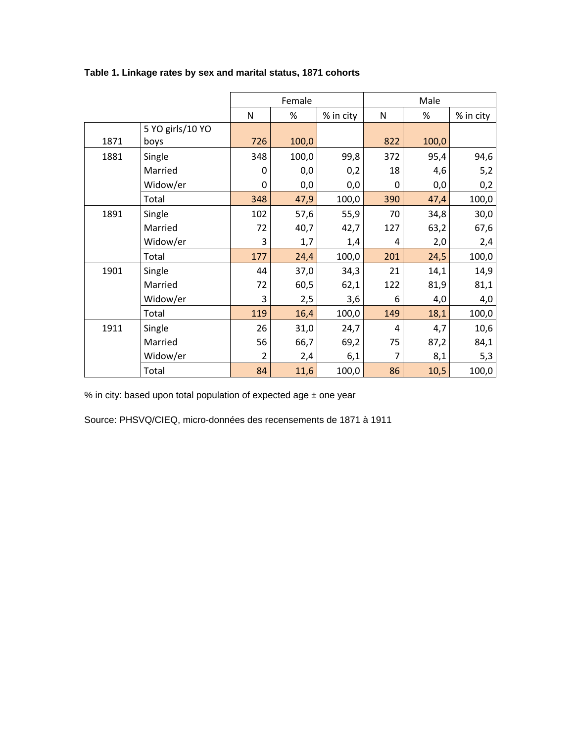**Table 1. Linkage rates by sex and marital status, 1871 cohorts**

| | | Female | | | Male | | |
|---|---|---|---|---|---|---|---|
| | | N | % | % in city | N | % | % in city |
| 1871 | 5 YO girls/10 YO boys | 726 | 100,0 | | 822 | 100,0 | |
| 1881 | Single | 348 | 100,0 | 99,8 | 372 | 95,4 | 94,6 |
| | Married | 0 | 0,0 | 0,2 | 18 | 4,6 | 5,2 |
| | Widow/er | 0 | 0,0 | 0,0 | 0 | 0,0 | 0,2 |
| | Total | 348 | 47,9 | 100,0 | 390 | 47,4 | 100,0 |
| 1891 | Single | 102 | 57,6 | 55,9 | 70 | 34,8 | 30,0 |
| | Married | 72 | 40,7 | 42,7 | 127 | 63,2 | 67,6 |
| | Widow/er | 3 | 1,7 | 1,4 | 4 | 2,0 | 2,4 |
| | Total | 177 | 24,4 | 100,0 | 201 | 24,5 | 100,0 |
| 1901 | Single | 44 | 37,0 | 34,3 | 21 | 14,1 | 14,9 |
| | Married | 72 | 60,5 | 62,1 | 122 | 81,9 | 81,1 |
| | Widow/er | 3 | 2,5 | 3,6 | 6 | 4,0 | 4,0 |
| | Total | 119 | 16,4 | 100,0 | 149 | 18,1 | 100,0 |
| 1911 | Single | 26 | 31,0 | 24,7 | 4 | 4,7 | 10,6 |
| | Married | 56 | 66,7 | 69,2 | 75 | 87,2 | 84,1 |
| | Widow/er | 2 | 2,4 | 6,1 | 7 | 8,1 | 5,3 |
| | Total | 84 | 11,6 | 100,0 | 86 | 10,5 | 100,0 |

% in city: based upon total population of expected age ± one year

Source: PHSVQ/CIEQ, micro-données des recensements de 1871 à 1911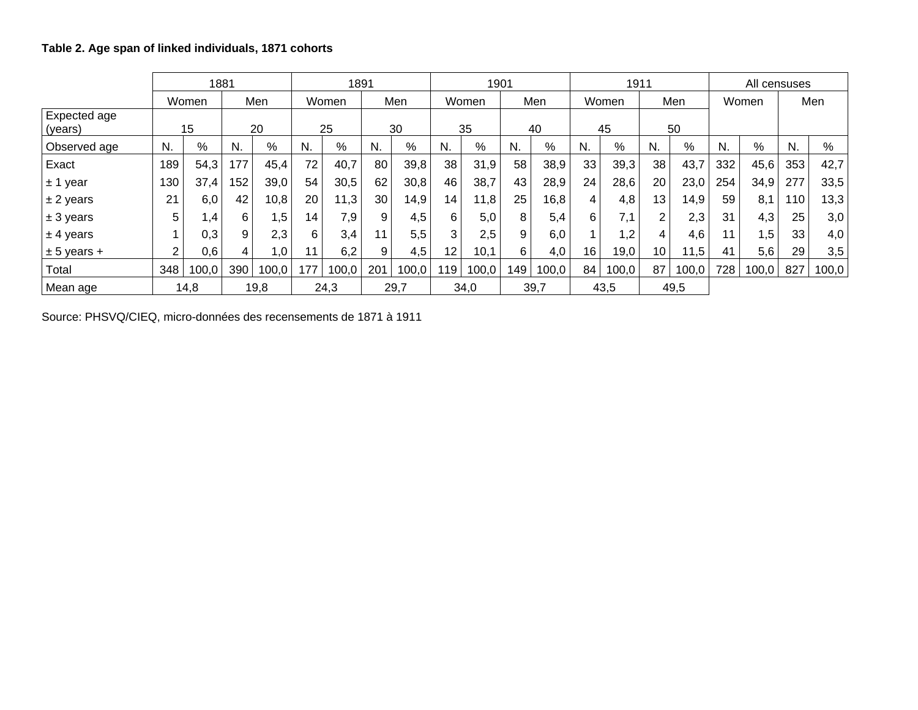**Table 2. Age span of linked individuals, 1871 cohorts**

| | 1881 | | | | 1891 | | | | 1901 | | | | 1911 | | | | All censuses | | | |
|---|---|---|---|---|---|---|---|---|---|---|---|---|---|---|---|---|---|---|---|---|
| | Women | | Men | | Women | | Men | | Women | | Men | | Women | | Men | | Women | | Men | |
| Expected age (years) | 15 | | 20 | | 25 | | 30 | | 35 | | 40 | | 45 | | 50 | | | | | |
| Observed age | N. | % | N. | % | N. | % | N. | % | N. | % | N. | % | N. | % | N. | % | N. | % | N. | % |
| Exact | 189 | 54,3 | 177 | 45,4 | 72 | 40,7 | 80 | 39,8 | 38 | 31,9 | 58 | 38,9 | 33 | 39,3 | 38 | 43,7 | 332 | 45,6 | 353 | 42,7 |
| ± 1 year | 130 | 37,4 | 152 | 39,0 | 54 | 30,5 | 62 | 30,8 | 46 | 38,7 | 43 | 28,9 | 24 | 28,6 | 20 | 23,0 | 254 | 34,9 | 277 | 33,5 |
| ± 2 years | 21 | 6,0 | 42 | 10,8 | 20 | 11,3 | 30 | 14,9 | 14 | 11,8 | 25 | 16,8 | 4 | 4,8 | 13 | 14,9 | 59 | 8,1 | 110 | 13,3 |
| ± 3 years | 5 | 1,4 | 6 | 1,5 | 14 | 7,9 | 9 | 4,5 | 6 | 5,0 | 8 | 5,4 | 6 | 7,1 | 2 | 2,3 | 31 | 4,3 | 25 | 3,0 |
| ± 4 years | 1 | 0,3 | 9 | 2,3 | 6 | 3,4 | 11 | 5,5 | 3 | 2,5 | 9 | 6,0 | 1 | 1,2 | 4 | 4,6 | 11 | 1,5 | 33 | 4,0 |
| ± 5 years + | 2 | 0,6 | 4 | 1,0 | 11 | 6,2 | 9 | 4,5 | 12 | 10,1 | 6 | 4,0 | 16 | 19,0 | 10 | 11,5 | 41 | 5,6 | 29 | 3,5 |
| Total | 348 | 100,0 | 390 | 100,0 | 177 | 100,0 | 201 | 100,0 | 119 | 100,0 | 149 | 100,0 | 84 | 100,0 | 87 | 100,0 | 728 | 100,0 | 827 | 100,0 |
| Mean age | 14,8 | | 19,8 | | 24,3 | | 29,7 | | 34,0 | | 39,7 | | 43,5 | | 49,5 | | | | | |

Source: PHSVQ/CIEQ, micro-données des recensements de 1871 à 1911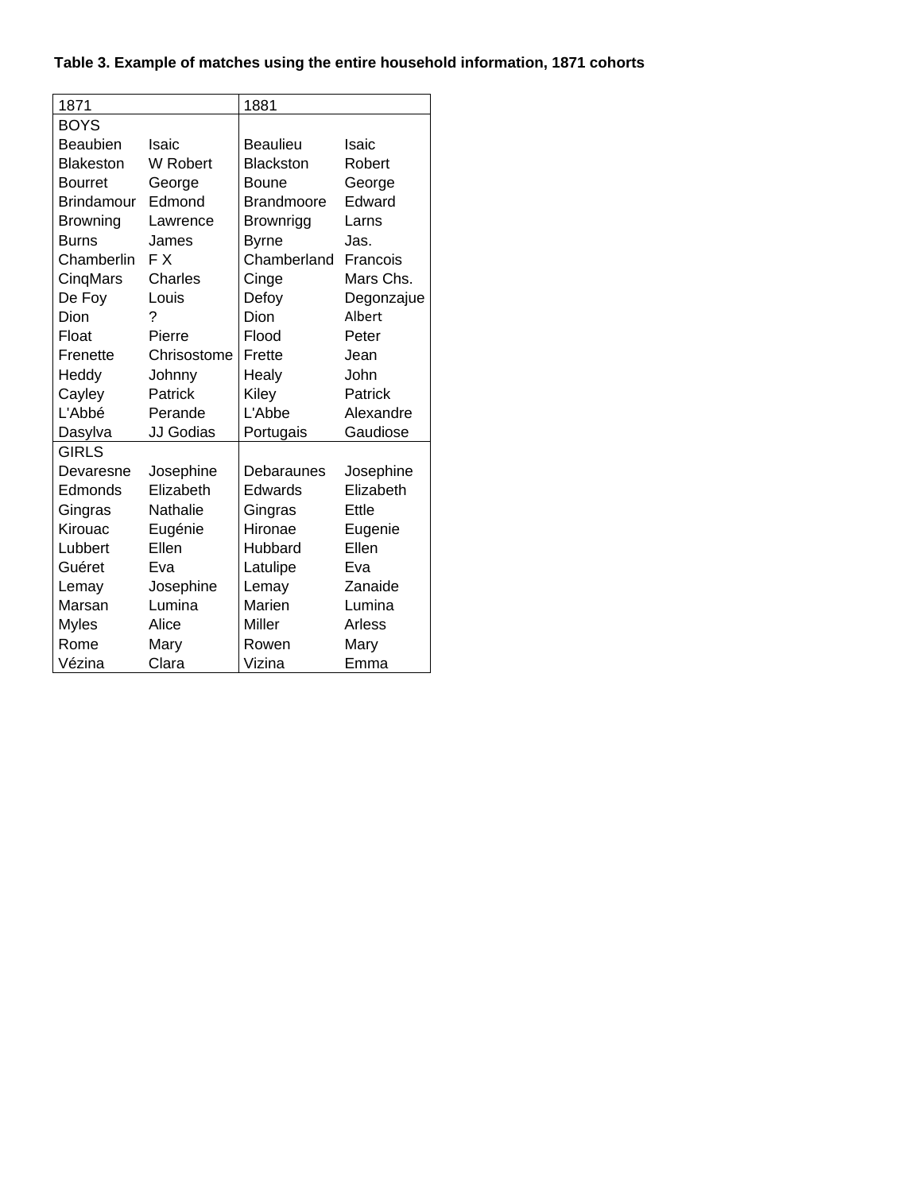**Table 3. Example of matches using the entire household information, 1871 cohorts**

| 1871 | | 1881 | |
|---|---|---|---|
| BOYS | | | |
| Beaubien | Isaic | Beaulieu | Isaic |
| Blakeston | W Robert | Blackston | Robert |
| Bourret | George | Boune | George |
| Brindamour | Edmond | Brandmoore | Edward |
| Browning | Lawrence | Brownrigg | Larns |
| Burns | James | Byrne | Jas. |
| Chamberlin | F X | Chamberland | Francois |
| CinqMars | Charles | Cinge | Mars Chs. |
| De Foy | Louis | Defoy | Degonzajue |
| Dion | ? | Dion | Albert |
| Float | Pierre | Flood | Peter |
| Frenette | Chrisostome | Frette | Jean |
| Heddy | Johnny | Healy | John |
| Cayley | Patrick | Kiley | Patrick |
| L'Abbé | Perande | L'Abbe | Alexandre |
| Dasylva | JJ Godias | Portugais | Gaudiose |
| GIRLS | | | |
| Devaresne | Josephine | Debaraunes | Josephine |
| Edmonds | Elizabeth | Edwards | Elizabeth |
| Gingras | Nathalie | Gingras | Ettle |
| Kirouac | Eugénie | Hironae | Eugenie |
| Lubbert | Ellen | Hubbard | Ellen |
| Guéret | Eva | Latulipe | Eva |
| Lemay | Josephine | Lemay | Zanaide |
| Marsan | Lumina | Marien | Lumina |
| Myles | Alice | Miller | Arless |
| Rome | Mary | Rowen | Mary |
| Vézina | Clara | Vizina | Emma |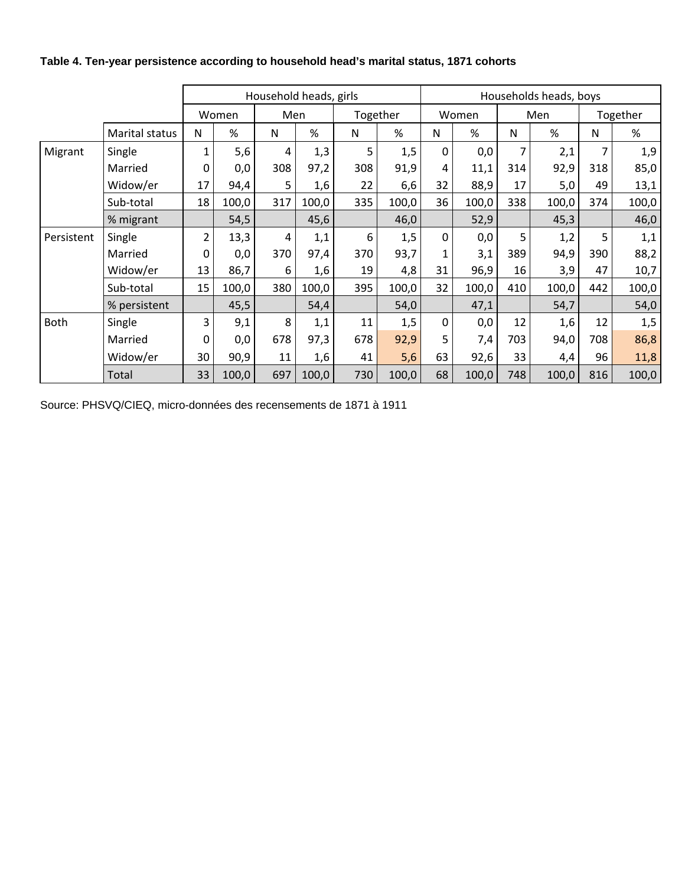**Table 4. Ten-year persistence according to household head's marital status, 1871 cohorts**

| | | Household heads, girls | | | | | | Households heads, boys | | | | | |
|---|---|---|---|---|---|---|---|---|---|---|---|---|---|
| | | Women | | Men | | Together | | Women | | Men | | Together | |
| | Marital status | N | % | N | % | N | % | N | % | N | % | N | % |
| Migrant | Single | 1 | 5,6 | 4 | 1,3 | 5 | 1,5 | 0 | 0,0 | 7 | 2,1 | 7 | 1,9 |
| | Married | 0 | 0,0 | 308 | 97,2 | 308 | 91,9 | 4 | 11,1 | 314 | 92,9 | 318 | 85,0 |
| | Widow/er | 17 | 94,4 | 5 | 1,6 | 22 | 6,6 | 32 | 88,9 | 17 | 5,0 | 49 | 13,1 |
| | Sub-total | 18 | 100,0 | 317 | 100,0 | 335 | 100,0 | 36 | 100,0 | 338 | 100,0 | 374 | 100,0 |
| | % migrant | | 54,5 | | 45,6 | | 46,0 | | 52,9 | | 45,3 | | 46,0 |
| Persistent | Single | 2 | 13,3 | 4 | 1,1 | 6 | 1,5 | 0 | 0,0 | 5 | 1,2 | 5 | 1,1 |
| | Married | 0 | 0,0 | 370 | 97,4 | 370 | 93,7 | 1 | 3,1 | 389 | 94,9 | 390 | 88,2 |
| | Widow/er | 13 | 86,7 | 6 | 1,6 | 19 | 4,8 | 31 | 96,9 | 16 | 3,9 | 47 | 10,7 |
| | Sub-total | 15 | 100,0 | 380 | 100,0 | 395 | 100,0 | 32 | 100,0 | 410 | 100,0 | 442 | 100,0 |
| | % persistent | | 45,5 | | 54,4 | | 54,0 | | 47,1 | | 54,7 | | 54,0 |
| Both | Single | 3 | 9,1 | 8 | 1,1 | 11 | 1,5 | 0 | 0,0 | 12 | 1,6 | 12 | 1,5 |
| | Married | 0 | 0,0 | 678 | 97,3 | 678 | 92,9 | 5 | 7,4 | 703 | 94,0 | 708 | 86,8 |
| | Widow/er | 30 | 90,9 | 11 | 1,6 | 41 | 5,6 | 63 | 92,6 | 33 | 4,4 | 96 | 11,8 |
| | Total | 33 | 100,0 | 697 | 100,0 | 730 | 100,0 | 68 | 100,0 | 748 | 100,0 | 816 | 100,0 |

Source: PHSVQ/CIEQ, micro-données des recensements de 1871 à 1911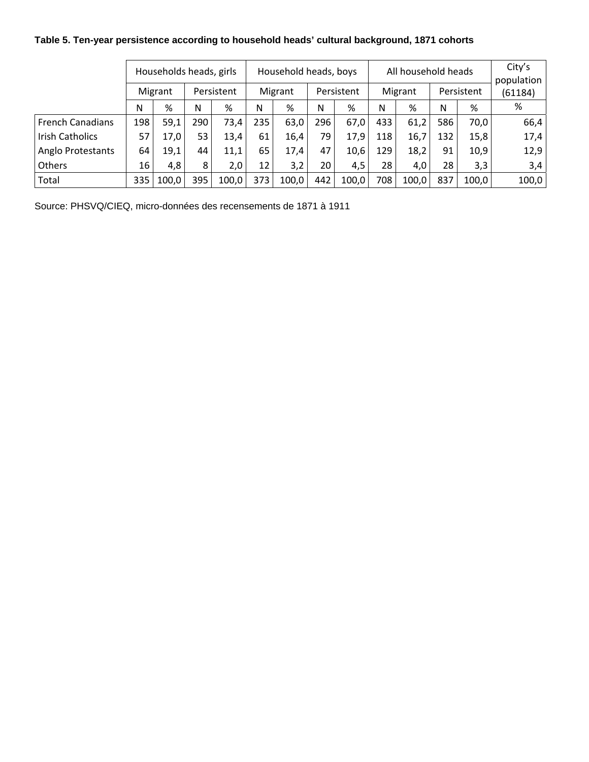**Table 5. Ten-year persistence according to household heads' cultural background, 1871 cohorts**

| | Households heads, girls | | | | Household heads, boys | | | | All household heads | | | | City's population (61184) |
|---|---|---|---|---|---|---|---|---|---|---|---|---|---|
| | Migrant | | Persistent | | Migrant | | Persistent | | Migrant | | Persistent | | |
| | N | % | N | % | N | % | N | % | N | % | N | % | % |
| French Canadians | 198 | 59,1 | 290 | 73,4 | 235 | 63,0 | 296 | 67,0 | 433 | 61,2 | 586 | 70,0 | 66,4 |
| Irish Catholics | 57 | 17,0 | 53 | 13,4 | 61 | 16,4 | 79 | 17,9 | 118 | 16,7 | 132 | 15,8 | 17,4 |
| Anglo Protestants | 64 | 19,1 | 44 | 11,1 | 65 | 17,4 | 47 | 10,6 | 129 | 18,2 | 91 | 10,9 | 12,9 |
| Others | 16 | 4,8 | 8 | 2,0 | 12 | 3,2 | 20 | 4,5 | 28 | 4,0 | 28 | 3,3 | 3,4 |
| Total | 335 | 100,0 | 395 | 100,0 | 373 | 100,0 | 442 | 100,0 | 708 | 100,0 | 837 | 100,0 | 100,0 |

Source: PHSVQ/CIEQ, micro-données des recensements de 1871 à 1911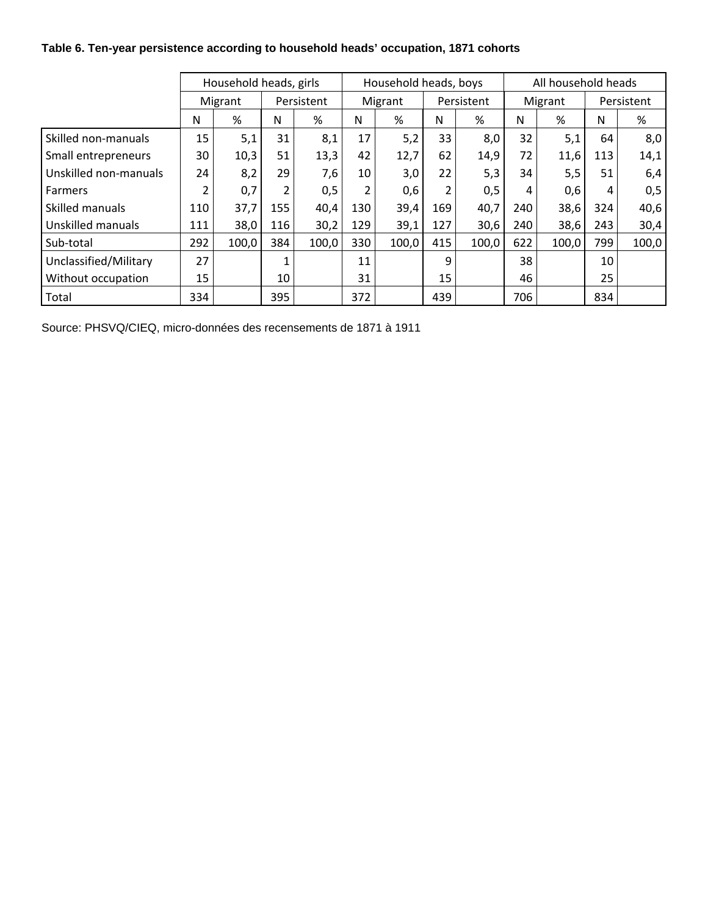**Table 6. Ten-year persistence according to household heads' occupation, 1871 cohorts**

| | Household heads, girls | | | | Household heads, boys | | | | All household heads | | | |
|---|---|---|---|---|---|---|---|---|---|---|---|---|
| | Migrant | | Persistent | | Migrant | | Persistent | | Migrant | | Persistent | |
| | N | % | N | % | N | % | N | % | N | % | N | % |
| Skilled non-manuals | 15 | 5,1 | 31 | 8,1 | 17 | 5,2 | 33 | 8,0 | 32 | 5,1 | 64 | 8,0 |
| Small entrepreneurs | 30 | 10,3 | 51 | 13,3 | 42 | 12,7 | 62 | 14,9 | 72 | 11,6 | 113 | 14,1 |
| Unskilled non-manuals | 24 | 8,2 | 29 | 7,6 | 10 | 3,0 | 22 | 5,3 | 34 | 5,5 | 51 | 6,4 |
| Farmers | 2 | 0,7 | 2 | 0,5 | 2 | 0,6 | 2 | 0,5 | 4 | 0,6 | 4 | 0,5 |
| Skilled manuals | 110 | 37,7 | 155 | 40,4 | 130 | 39,4 | 169 | 40,7 | 240 | 38,6 | 324 | 40,6 |
| Unskilled manuals | 111 | 38,0 | 116 | 30,2 | 129 | 39,1 | 127 | 30,6 | 240 | 38,6 | 243 | 30,4 |
| Sub-total | 292 | 100,0 | 384 | 100,0 | 330 | 100,0 | 415 | 100,0 | 622 | 100,0 | 799 | 100,0 |
| Unclassified/Military | 27 | | 1 | | 11 | | 9 | | 38 | | 10 | |
| Without occupation | 15 | | 10 | | 31 | | 15 | | 46 | | 25 | |
| Total | 334 | | 395 | | 372 | | 439 | | 706 | | 834 | |

Source: PHSVQ/CIEQ, micro-données des recensements de 1871 à 1911